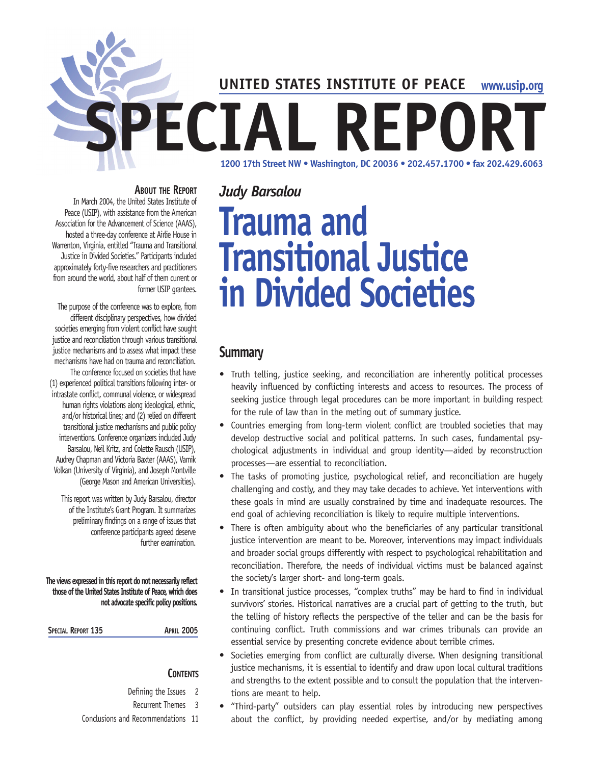UNITED STATES INSTITUTE OF PEACE www.usip.org

# SPECIAL REPORT

1200 17th Street NW • Washington, DC 20036 • 202.457.1700 • fax 202.429.6063

*Judy Barsalou*

# Trauma and Transitional Justice in Divided Societies

## Summary

- Truth telling, justice seeking, and reconciliation are inherently political processes heavily influenced by conflicting interests and access to resources. The process of seeking justice through legal procedures can be more important in building respect for the rule of law than in the meting out of summary justice.
- Countries emerging from long-term violent conflict are troubled societies that may develop destructive social and political patterns. In such cases, fundamental psychological adjustments in individual and group identity—aided by reconstruction processes—are essential to reconciliation.
- The tasks of promoting justice, psychological relief, and reconciliation are hugely challenging and costly, and they may take decades to achieve. Yet interventions with these goals in mind are usually constrained by time and inadequate resources. The end goal of achieving reconciliation is likely to require multiple interventions.
- There is often ambiguity about who the beneficiaries of any particular transitional justice intervention are meant to be. Moreover, interventions may impact individuals and broader social groups differently with respect to psychological rehabilitation and reconciliation. Therefore, the needs of individual victims must be balanced against the society's larger short- and long-term goals.
- In transitional justice processes, "complex truths" may be hard to find in individual survivors' stories. Historical narratives are a crucial part of getting to the truth, but the telling of history reflects the perspective of the teller and can be the basis for continuing conflict. Truth commissions and war crimes tribunals can provide an essential service by presenting concrete evidence about terrible crimes.
- Societies emerging from conflict are culturally diverse. When designing transitional justice mechanisms, it is essential to identify and draw upon local cultural traditions and strengths to the extent possible and to consult the population that the interventions are meant to help.
- "Third-party" outsiders can play essential roles by introducing new perspectives about the conflict, by providing needed expertise, and/or by mediating among

### About the Report

In March 2004, the United States Institute of Peace (USIP), with assistance from the American Association for the Advancement of Science (AAAS), hosted a three-day conference at Airlie House in Warrenton, Virginia, entitled "Trauma and Transitional Justice in Divided Societies." Participants included approximately forty-five researchers and practitioners from around the world, about half of them current or former USIP grantees.

The purpose of the conference was to explore, from different disciplinary perspectives, how divided societies emerging from violent conflict have sought justice and reconciliation through various transitional justice mechanisms and to assess what impact these mechanisms have had on trauma and reconciliation. The conference focused on societies that have (1) experienced political transitions following inter- or intrastate conflict, communal violence, or widespread human rights violations along ideological, ethnic, and/or historical lines; and (2) relied on different transitional justice mechanisms and public policy interventions. Conference organizers included Judy Barsalou, Neil Kritz, and Colette Rausch (USIP), Audrey Chapman and Victoria Baxter (AAAS), Vamik Volkan (University of Virginia), and Joseph Montville (George Mason and American Universities).

This report was written by Judy Barsalou, director of the Institute's Grant Program. It summarizes preliminary findings on a range of issues that conference participants agreed deserve further examination.

**The views expressed in this report do not necessarily reflect those of the United States Institute of Peace, which does not advocate specific policy positions.**

Special Report 135 — April 2005

### Contents

Defining the Issues 2
Recurrent Themes 3
Conclusions and Recommendations 11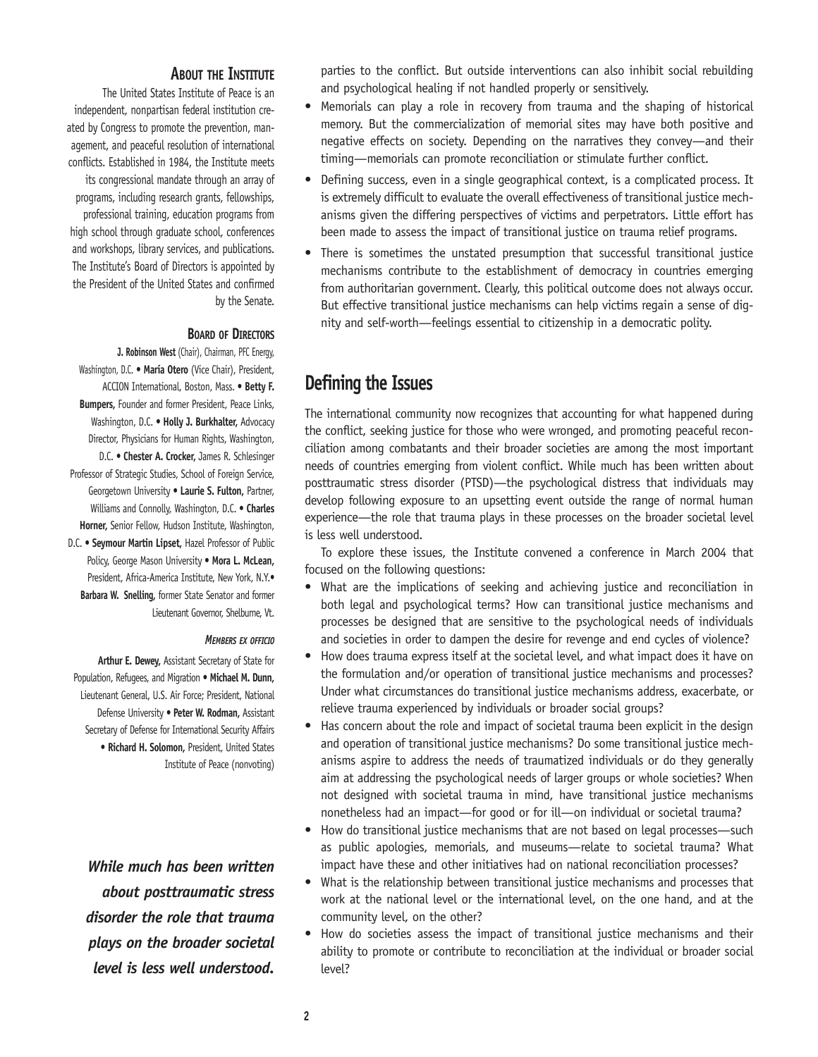parties to the conflict. But outside interventions can also inhibit social rebuilding and psychological healing if not handled properly or sensitively.

- Memorials can play a role in recovery from trauma and the shaping of historical memory. But the commercialization of memorial sites may have both positive and negative effects on society. Depending on the narratives they convey—and their timing—memorials can promote reconciliation or stimulate further conflict.
- Defining success, even in a single geographical context, is a complicated process. It is extremely difficult to evaluate the overall effectiveness of transitional justice mechanisms given the differing perspectives of victims and perpetrators. Little effort has been made to assess the impact of transitional justice on trauma relief programs.
- There is sometimes the unstated presumption that successful transitional justice mechanisms contribute to the establishment of democracy in countries emerging from authoritarian government. Clearly, this political outcome does not always occur. But effective transitional justice mechanisms can help victims regain a sense of dignity and self-worth—feelings essential to citizenship in a democratic polity.

## Defining the Issues

The international community now recognizes that accounting for what happened during the conflict, seeking justice for those who were wronged, and promoting peaceful reconciliation among combatants and their broader societies are among the most important needs of countries emerging from violent conflict. While much has been written about posttraumatic stress disorder (PTSD)—the psychological distress that individuals may develop following exposure to an upsetting event outside the range of normal human experience—the role that trauma plays in these processes on the broader societal level is less well understood.

To explore these issues, the Institute convened a conference in March 2004 that focused on the following questions:

- What are the implications of seeking and achieving justice and reconciliation in both legal and psychological terms? How can transitional justice mechanisms and processes be designed that are sensitive to the psychological needs of individuals and societies in order to dampen the desire for revenge and end cycles of violence?
- How does trauma express itself at the societal level, and what impact does it have on the formulation and/or operation of transitional justice mechanisms and processes? Under what circumstances do transitional justice mechanisms address, exacerbate, or relieve trauma experienced by individuals or broader social groups?
- Has concern about the role and impact of societal trauma been explicit in the design and operation of transitional justice mechanisms? Do some transitional justice mechanisms aspire to address the needs of traumatized individuals or do they generally aim at addressing the psychological needs of larger groups or whole societies? When not designed with societal trauma in mind, have transitional justice mechanisms nonetheless had an impact—for good or for ill—on individual or societal trauma?
- How do transitional justice mechanisms that are not based on legal processes—such as public apologies, memorials, and museums—relate to societal trauma? What impact have these and other initiatives had on national reconciliation processes?
- What is the relationship between transitional justice mechanisms and processes that work at the national level or the international level, on the one hand, and at the community level, on the other?
- How do societies assess the impact of transitional justice mechanisms and their ability to promote or contribute to reconciliation at the individual or broader social level?

### About the Institute

The United States Institute of Peace is an independent, nonpartisan federal institution created by Congress to promote the prevention, management, and peaceful resolution of international conflicts. Established in 1984, the Institute meets its congressional mandate through an array of programs, including research grants, fellowships, professional training, education programs from high school through graduate school, conferences and workshops, library services, and publications. The Institute's Board of Directors is appointed by the President of the United States and confirmed by the Senate.

### Board of Directors

**J. Robinson West** (Chair), Chairman, PFC Energy, Washington, D.C. • **María Otero** (Vice Chair), President, ACCION International, Boston, Mass. • **Betty F. Bumpers,** Founder and former President, Peace Links, Washington, D.C. • **Holly J. Burkhalter,** Advocacy Director, Physicians for Human Rights, Washington, D.C. • **Chester A. Crocker,** James R. Schlesinger Professor of Strategic Studies, School of Foreign Service, Georgetown University • **Laurie S. Fulton,** Partner, Williams and Connolly, Washington, D.C. • **Charles Horner,** Senior Fellow, Hudson Institute, Washington, D.C. • **Seymour Martin Lipset,** Hazel Professor of Public Policy, George Mason University • **Mora L. McLean,** President, Africa-America Institute, New York, N.Y.• **Barbara W. Snelling,** former State Senator and former Lieutenant Governor, Shelburne, Vt.

#### *Members ex officio*

**Arthur E. Dewey,** Assistant Secretary of State for Population, Refugees, and Migration • **Michael M. Dunn,** Lieutenant General, U.S. Air Force; President, National Defense University • **Peter W. Rodman,** Assistant Secretary of Defense for International Security Affairs • **Richard H. Solomon,** President, United States Institute of Peace (nonvoting)

***While much has been written about posttraumatic stress disorder the role that trauma plays on the broader societal level is less well understood.***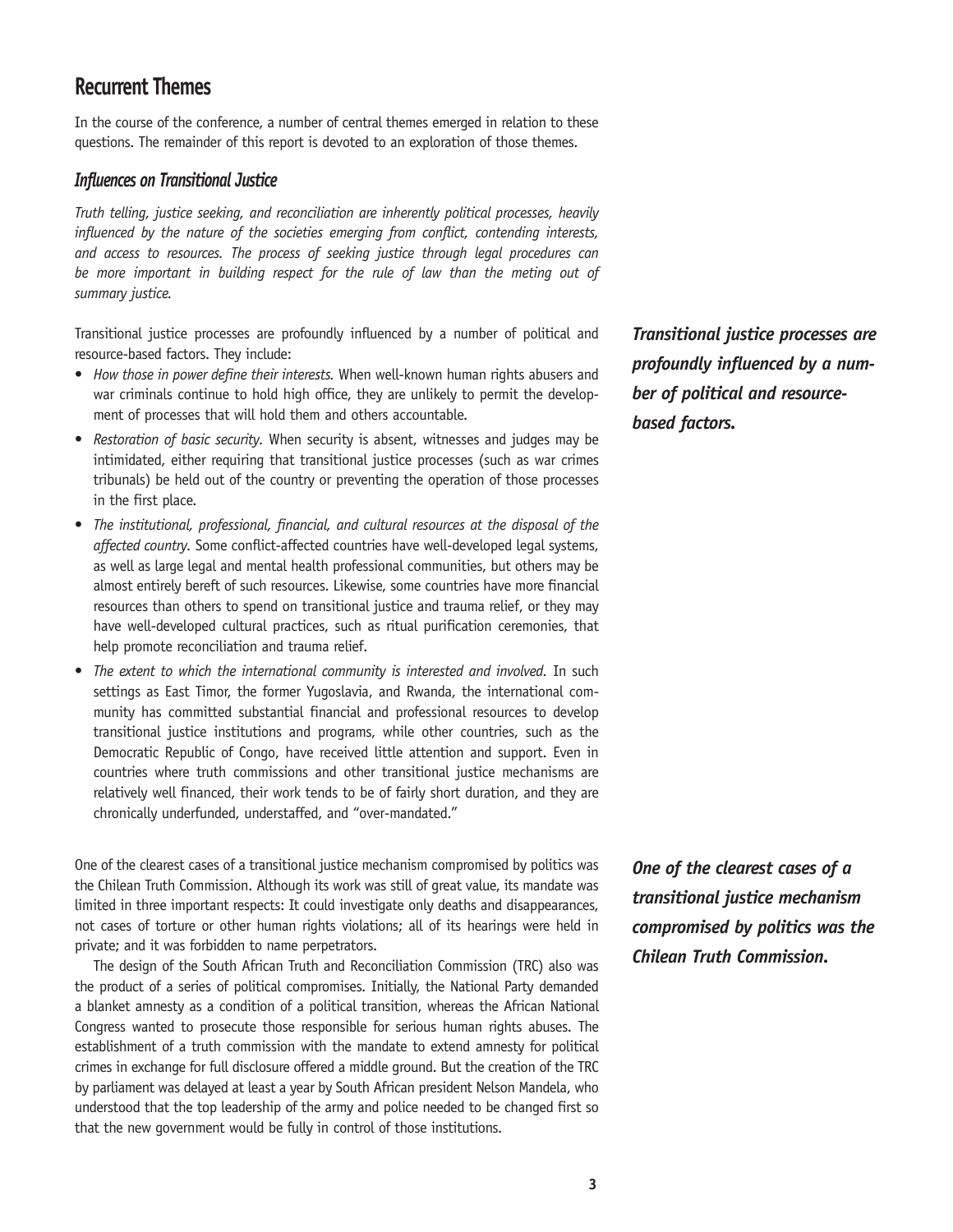## Recurrent Themes

In the course of the conference, a number of central themes emerged in relation to these questions. The remainder of this report is devoted to an exploration of those themes.

### Influences on Transitional Justice

*Truth telling, justice seeking, and reconciliation are inherently political processes, heavily influenced by the nature of the societies emerging from conflict, contending interests, and access to resources. The process of seeking justice through legal procedures can be more important in building respect for the rule of law than the meting out of summary justice.*

Transitional justice processes are profoundly influenced by a number of political and resource-based factors. They include:

- *How those in power define their interests.* When well-known human rights abusers and war criminals continue to hold high office, they are unlikely to permit the development of processes that will hold them and others accountable.
- *Restoration of basic security.* When security is absent, witnesses and judges may be intimidated, either requiring that transitional justice processes (such as war crimes tribunals) be held out of the country or preventing the operation of those processes in the first place.
- *The institutional, professional, financial, and cultural resources at the disposal of the affected country.* Some conflict-affected countries have well-developed legal systems, as well as large legal and mental health professional communities, but others may be almost entirely bereft of such resources. Likewise, some countries have more financial resources than others to spend on transitional justice and trauma relief, or they may have well-developed cultural practices, such as ritual purification ceremonies, that help promote reconciliation and trauma relief.
- *The extent to which the international community is interested and involved.* In such settings as East Timor, the former Yugoslavia, and Rwanda, the international community has committed substantial financial and professional resources to develop transitional justice institutions and programs, while other countries, such as the Democratic Republic of Congo, have received little attention and support. Even in countries where truth commissions and other transitional justice mechanisms are relatively well financed, their work tends to be of fairly short duration, and they are chronically underfunded, understaffed, and "over-mandated."

***Transitional justice processes are profoundly influenced by a number of political and resource-based factors.***

One of the clearest cases of a transitional justice mechanism compromised by politics was the Chilean Truth Commission. Although its work was still of great value, its mandate was limited in three important respects: It could investigate only deaths and disappearances, not cases of torture or other human rights violations; all of its hearings were held in private; and it was forbidden to name perpetrators.

***One of the clearest cases of a transitional justice mechanism compromised by politics was the Chilean Truth Commission.***

The design of the South African Truth and Reconciliation Commission (TRC) also was the product of a series of political compromises. Initially, the National Party demanded a blanket amnesty as a condition of a political transition, whereas the African National Congress wanted to prosecute those responsible for serious human rights abuses. The establishment of a truth commission with the mandate to extend amnesty for political crimes in exchange for full disclosure offered a middle ground. But the creation of the TRC by parliament was delayed at least a year by South African president Nelson Mandela, who understood that the top leadership of the army and police needed to be changed first so that the new government would be fully in control of those institutions.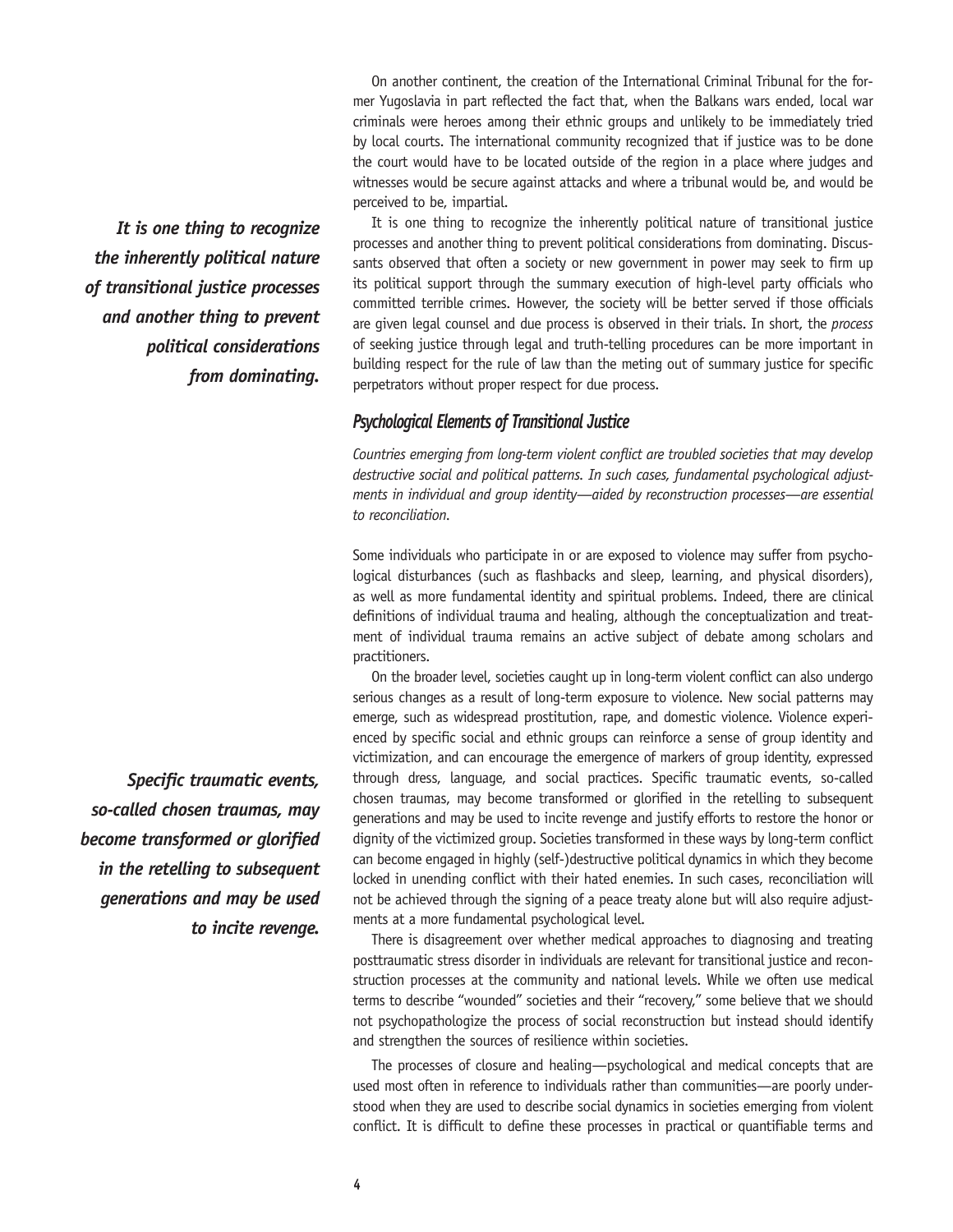On another continent, the creation of the International Criminal Tribunal for the former Yugoslavia in part reflected the fact that, when the Balkans wars ended, local war criminals were heroes among their ethnic groups and unlikely to be immediately tried by local courts. The international community recognized that if justice was to be done the court would have to be located outside of the region in a place where judges and witnesses would be secure against attacks and where a tribunal would be, and would be perceived to be, impartial.

***It is one thing to recognize the inherently political nature of transitional justice processes and another thing to prevent political considerations from dominating.***

It is one thing to recognize the inherently political nature of transitional justice processes and another thing to prevent political considerations from dominating. Discussants observed that often a society or new government in power may seek to firm up its political support through the summary execution of high-level party officials who committed terrible crimes. However, the society will be better served if those officials are given legal counsel and due process is observed in their trials. In short, the *process* of seeking justice through legal and truth-telling procedures can be more important in building respect for the rule of law than the meting out of summary justice for specific perpetrators without proper respect for due process.

### *Psychological Elements of Transitional Justice*

*Countries emerging from long-term violent conflict are troubled societies that may develop destructive social and political patterns. In such cases, fundamental psychological adjustments in individual and group identity—aided by reconstruction processes—are essential to reconciliation.*

Some individuals who participate in or are exposed to violence may suffer from psychological disturbances (such as flashbacks and sleep, learning, and physical disorders), as well as more fundamental identity and spiritual problems. Indeed, there are clinical definitions of individual trauma and healing, although the conceptualization and treatment of individual trauma remains an active subject of debate among scholars and practitioners.

On the broader level, societies caught up in long-term violent conflict can also undergo serious changes as a result of long-term exposure to violence. New social patterns may emerge, such as widespread prostitution, rape, and domestic violence. Violence experienced by specific social and ethnic groups can reinforce a sense of group identity and victimization, and can encourage the emergence of markers of group identity, expressed through dress, language, and social practices. Specific traumatic events, so-called chosen traumas, may become transformed or glorified in the retelling to subsequent generations and may be used to incite revenge and justify efforts to restore the honor or dignity of the victimized group. Societies transformed in these ways by long-term conflict can become engaged in highly (self-)destructive political dynamics in which they become locked in unending conflict with their hated enemies. In such cases, reconciliation will not be achieved through the signing of a peace treaty alone but will also require adjustments at a more fundamental psychological level.

***Specific traumatic events, so-called chosen traumas, may become transformed or glorified in the retelling to subsequent generations and may be used to incite revenge.***

There is disagreement over whether medical approaches to diagnosing and treating posttraumatic stress disorder in individuals are relevant for transitional justice and reconstruction processes at the community and national levels. While we often use medical terms to describe "wounded" societies and their "recovery," some believe that we should not psychopathologize the process of social reconstruction but instead should identify and strengthen the sources of resilience within societies.

The processes of closure and healing—psychological and medical concepts that are used most often in reference to individuals rather than communities—are poorly understood when they are used to describe social dynamics in societies emerging from violent conflict. It is difficult to define these processes in practical or quantifiable terms and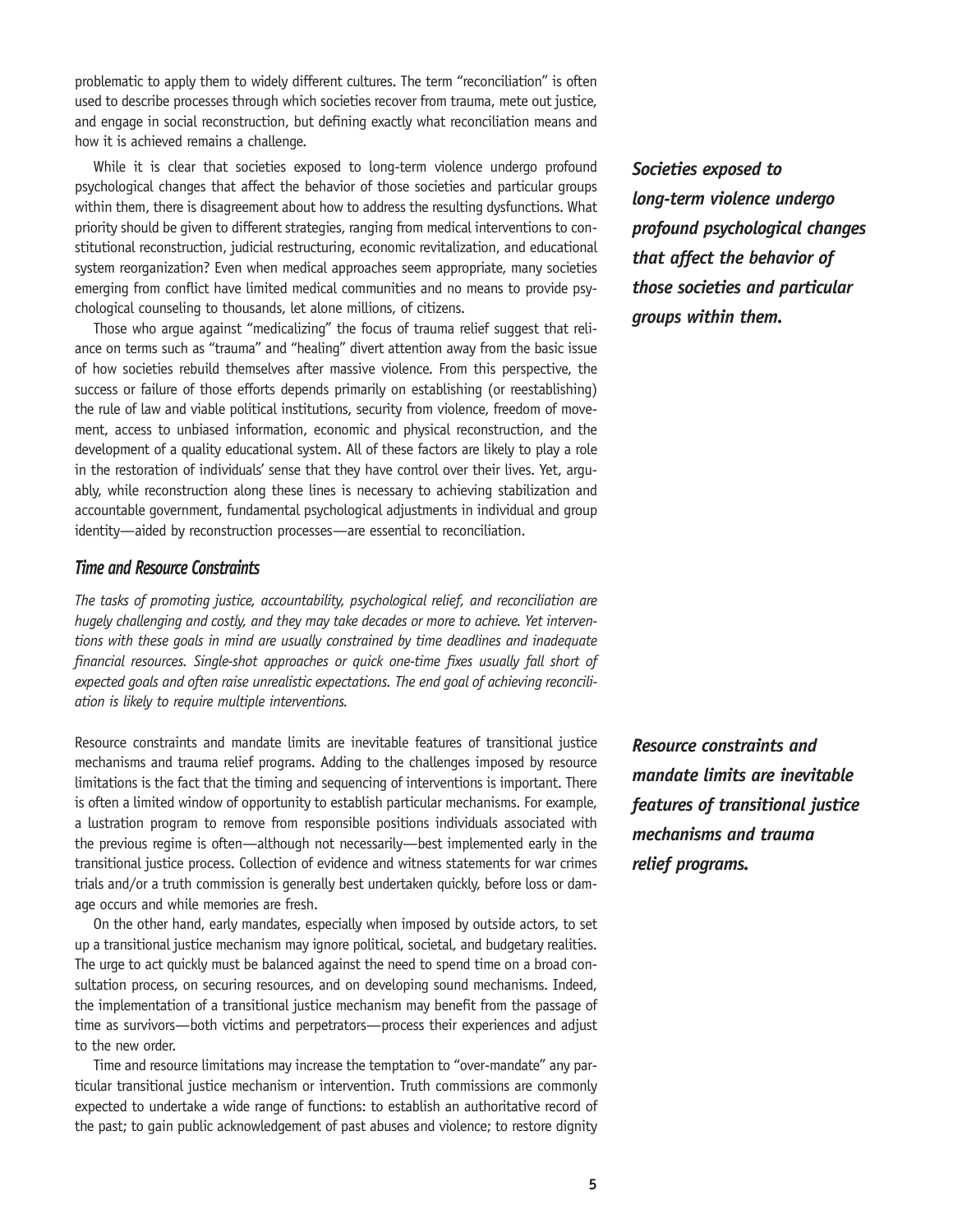problematic to apply them to widely different cultures. The term "reconciliation" is often used to describe processes through which societies recover from trauma, mete out justice, and engage in social reconstruction, but defining exactly what reconciliation means and how it is achieved remains a challenge.

While it is clear that societies exposed to long-term violence undergo profound psychological changes that affect the behavior of those societies and particular groups within them, there is disagreement about how to address the resulting dysfunctions. What priority should be given to different strategies, ranging from medical interventions to constitutional reconstruction, judicial restructuring, economic revitalization, and educational system reorganization? Even when medical approaches seem appropriate, many societies emerging from conflict have limited medical communities and no means to provide psychological counseling to thousands, let alone millions, of citizens.

***Societies exposed to long-term violence undergo profound psychological changes that affect the behavior of those societies and particular groups within them.***

Those who argue against "medicalizing" the focus of trauma relief suggest that reliance on terms such as "trauma" and "healing" divert attention away from the basic issue of how societies rebuild themselves after massive violence. From this perspective, the success or failure of those efforts depends primarily on establishing (or reestablishing) the rule of law and viable political institutions, security from violence, freedom of movement, access to unbiased information, economic and physical reconstruction, and the development of a quality educational system. All of these factors are likely to play a role in the restoration of individuals' sense that they have control over their lives. Yet, arguably, while reconstruction along these lines is necessary to achieving stabilization and accountable government, fundamental psychological adjustments in individual and group identity—aided by reconstruction processes—are essential to reconciliation.

### *Time and Resource Constraints*

*The tasks of promoting justice, accountability, psychological relief, and reconciliation are hugely challenging and costly, and they may take decades or more to achieve. Yet interventions with these goals in mind are usually constrained by time deadlines and inadequate financial resources. Single-shot approaches or quick one-time fixes usually fall short of expected goals and often raise unrealistic expectations. The end goal of achieving reconciliation is likely to require multiple interventions.*

Resource constraints and mandate limits are inevitable features of transitional justice mechanisms and trauma relief programs. Adding to the challenges imposed by resource limitations is the fact that the timing and sequencing of interventions is important. There is often a limited window of opportunity to establish particular mechanisms. For example, a lustration program to remove from responsible positions individuals associated with the previous regime is often—although not necessarily—best implemented early in the transitional justice process. Collection of evidence and witness statements for war crimes trials and/or a truth commission is generally best undertaken quickly, before loss or damage occurs and while memories are fresh.

***Resource constraints and mandate limits are inevitable features of transitional justice mechanisms and trauma relief programs.***

On the other hand, early mandates, especially when imposed by outside actors, to set up a transitional justice mechanism may ignore political, societal, and budgetary realities. The urge to act quickly must be balanced against the need to spend time on a broad consultation process, on securing resources, and on developing sound mechanisms. Indeed, the implementation of a transitional justice mechanism may benefit from the passage of time as survivors—both victims and perpetrators—process their experiences and adjust to the new order.

Time and resource limitations may increase the temptation to "over-mandate" any particular transitional justice mechanism or intervention. Truth commissions are commonly expected to undertake a wide range of functions: to establish an authoritative record of the past; to gain public acknowledgement of past abuses and violence; to restore dignity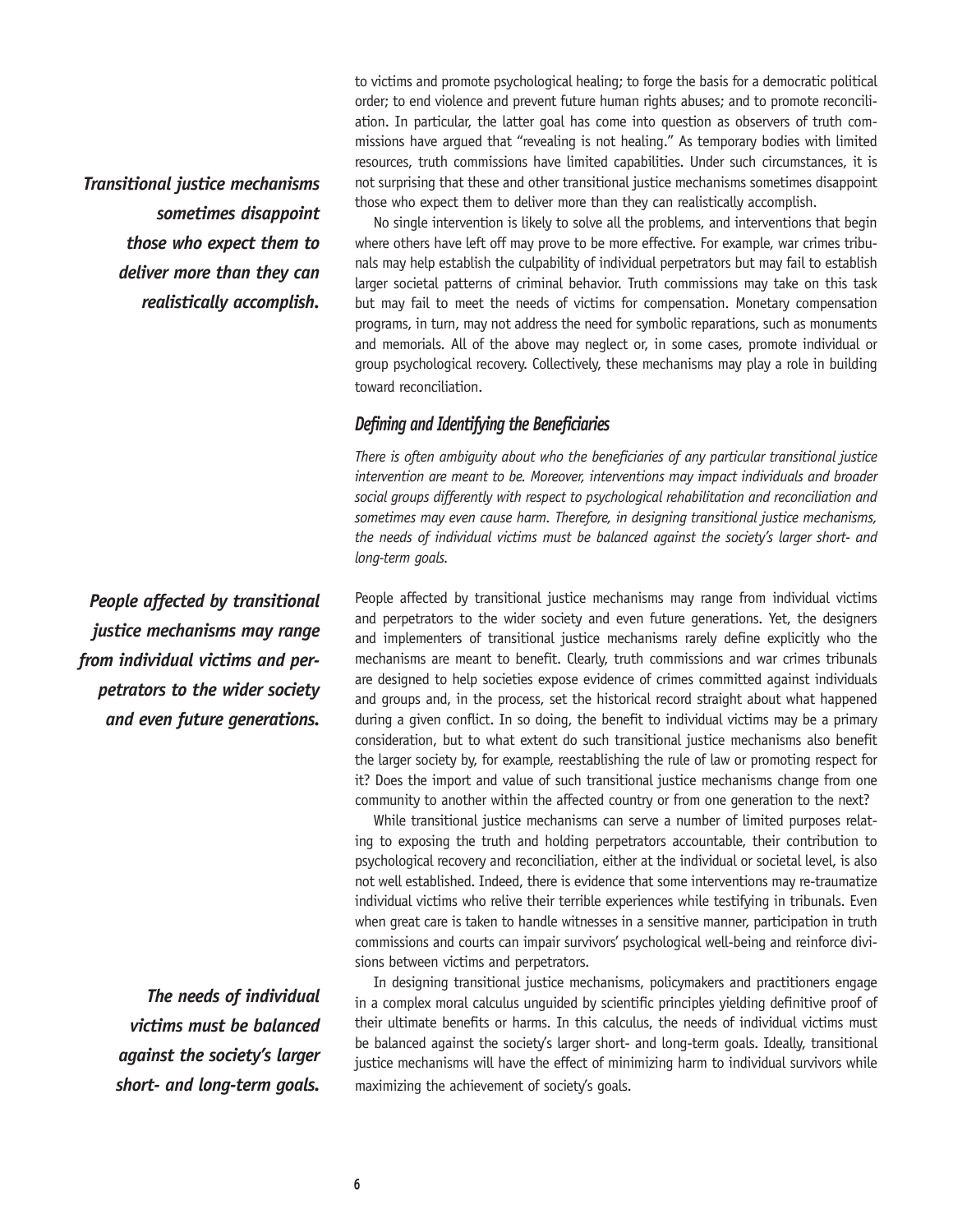to victims and promote psychological healing; to forge the basis for a democratic political order; to end violence and prevent future human rights abuses; and to promote reconciliation. In particular, the latter goal has come into question as observers of truth commissions have argued that "revealing is not healing." As temporary bodies with limited resources, truth commissions have limited capabilities. Under such circumstances, it is not surprising that these and other transitional justice mechanisms sometimes disappoint those who expect them to deliver more than they can realistically accomplish.

***Transitional justice mechanisms sometimes disappoint those who expect them to deliver more than they can realistically accomplish.***

No single intervention is likely to solve all the problems, and interventions that begin where others have left off may prove to be more effective. For example, war crimes tribunals may help establish the culpability of individual perpetrators but may fail to establish larger societal patterns of criminal behavior. Truth commissions may take on this task but may fail to meet the needs of victims for compensation. Monetary compensation programs, in turn, may not address the need for symbolic reparations, such as monuments and memorials. All of the above may neglect or, in some cases, promote individual or group psychological recovery. Collectively, these mechanisms may play a role in building toward reconciliation.

### *Defining and Identifying the Beneficiaries*

*There is often ambiguity about who the beneficiaries of any particular transitional justice intervention are meant to be. Moreover, interventions may impact individuals and broader social groups differently with respect to psychological rehabilitation and reconciliation and sometimes may even cause harm. Therefore, in designing transitional justice mechanisms, the needs of individual victims must be balanced against the society's larger short- and long-term goals.*

***People affected by transitional justice mechanisms may range from individual victims and perpetrators to the wider society and even future generations.***

People affected by transitional justice mechanisms may range from individual victims and perpetrators to the wider society and even future generations. Yet, the designers and implementers of transitional justice mechanisms rarely define explicitly who the mechanisms are meant to benefit. Clearly, truth commissions and war crimes tribunals are designed to help societies expose evidence of crimes committed against individuals and groups and, in the process, set the historical record straight about what happened during a given conflict. In so doing, the benefit to individual victims may be a primary consideration, but to what extent do such transitional justice mechanisms also benefit the larger society by, for example, reestablishing the rule of law or promoting respect for it? Does the import and value of such transitional justice mechanisms change from one community to another within the affected country or from one generation to the next?

While transitional justice mechanisms can serve a number of limited purposes relating to exposing the truth and holding perpetrators accountable, their contribution to psychological recovery and reconciliation, either at the individual or societal level, is also not well established. Indeed, there is evidence that some interventions may re-traumatize individual victims who relive their terrible experiences while testifying in tribunals. Even when great care is taken to handle witnesses in a sensitive manner, participation in truth commissions and courts can impair survivors' psychological well-being and reinforce divisions between victims and perpetrators.

***The needs of individual victims must be balanced against the society's larger short- and long-term goals.***

In designing transitional justice mechanisms, policymakers and practitioners engage in a complex moral calculus unguided by scientific principles yielding definitive proof of their ultimate benefits or harms. In this calculus, the needs of individual victims must be balanced against the society's larger short- and long-term goals. Ideally, transitional justice mechanisms will have the effect of minimizing harm to individual survivors while maximizing the achievement of society's goals.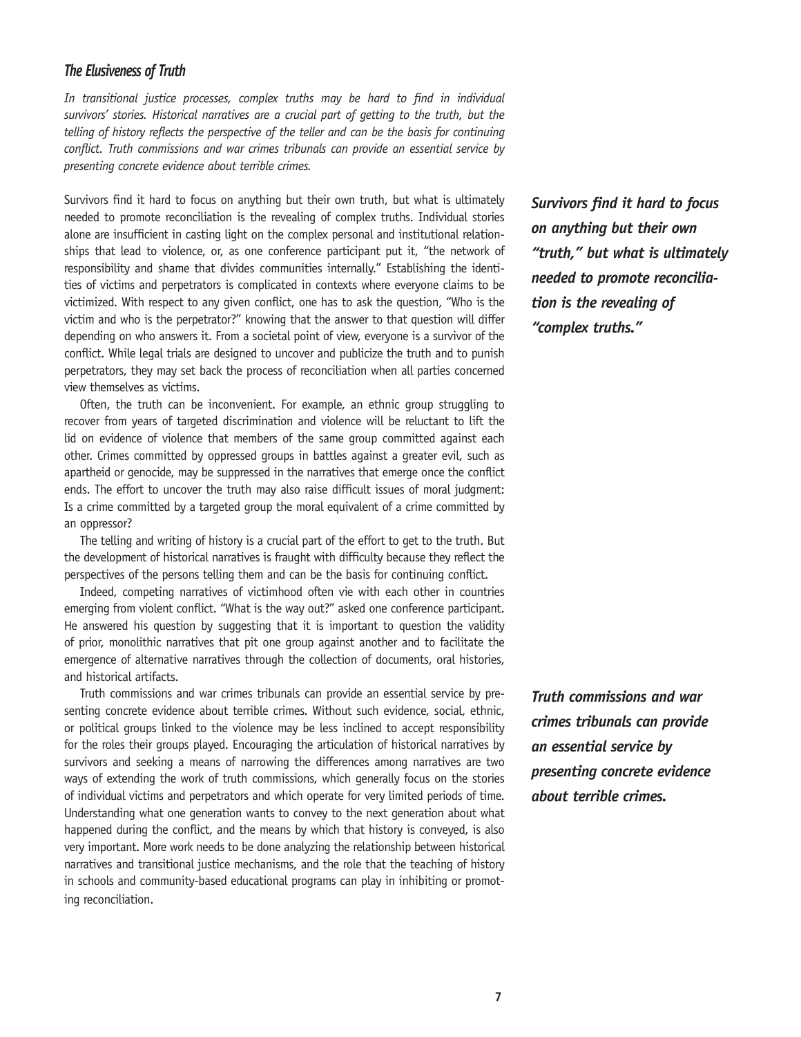### *The Elusiveness of Truth*

*In transitional justice processes, complex truths may be hard to find in individual survivors' stories. Historical narratives are a crucial part of getting to the truth, but the telling of history reflects the perspective of the teller and can be the basis for continuing conflict. Truth commissions and war crimes tribunals can provide an essential service by presenting concrete evidence about terrible crimes.*

Survivors find it hard to focus on anything but their own truth, but what is ultimately needed to promote reconciliation is the revealing of complex truths. Individual stories alone are insufficient in casting light on the complex personal and institutional relationships that lead to violence, or, as one conference participant put it, "the network of responsibility and shame that divides communities internally." Establishing the identities of victims and perpetrators is complicated in contexts where everyone claims to be victimized. With respect to any given conflict, one has to ask the question, "Who is the victim and who is the perpetrator?" knowing that the answer to that question will differ depending on who answers it. From a societal point of view, everyone is a survivor of the conflict. While legal trials are designed to uncover and publicize the truth and to punish perpetrators, they may set back the process of reconciliation when all parties concerned view themselves as victims.

***Survivors find it hard to focus on anything but their own "truth," but what is ultimately needed to promote reconciliation is the revealing of "complex truths."***

Often, the truth can be inconvenient. For example, an ethnic group struggling to recover from years of targeted discrimination and violence will be reluctant to lift the lid on evidence of violence that members of the same group committed against each other. Crimes committed by oppressed groups in battles against a greater evil, such as apartheid or genocide, may be suppressed in the narratives that emerge once the conflict ends. The effort to uncover the truth may also raise difficult issues of moral judgment: Is a crime committed by a targeted group the moral equivalent of a crime committed by an oppressor?

The telling and writing of history is a crucial part of the effort to get to the truth. But the development of historical narratives is fraught with difficulty because they reflect the perspectives of the persons telling them and can be the basis for continuing conflict.

Indeed, competing narratives of victimhood often vie with each other in countries emerging from violent conflict. "What is the way out?" asked one conference participant. He answered his question by suggesting that it is important to question the validity of prior, monolithic narratives that pit one group against another and to facilitate the emergence of alternative narratives through the collection of documents, oral histories, and historical artifacts.

Truth commissions and war crimes tribunals can provide an essential service by presenting concrete evidence about terrible crimes. Without such evidence, social, ethnic, or political groups linked to the violence may be less inclined to accept responsibility for the roles their groups played. Encouraging the articulation of historical narratives by survivors and seeking a means of narrowing the differences among narratives are two ways of extending the work of truth commissions, which generally focus on the stories of individual victims and perpetrators and which operate for very limited periods of time. Understanding what one generation wants to convey to the next generation about what happened during the conflict, and the means by which that history is conveyed, is also very important. More work needs to be done analyzing the relationship between historical narratives and transitional justice mechanisms, and the role that the teaching of history in schools and community-based educational programs can play in inhibiting or promoting reconciliation.

***Truth commissions and war crimes tribunals can provide an essential service by presenting concrete evidence about terrible crimes.***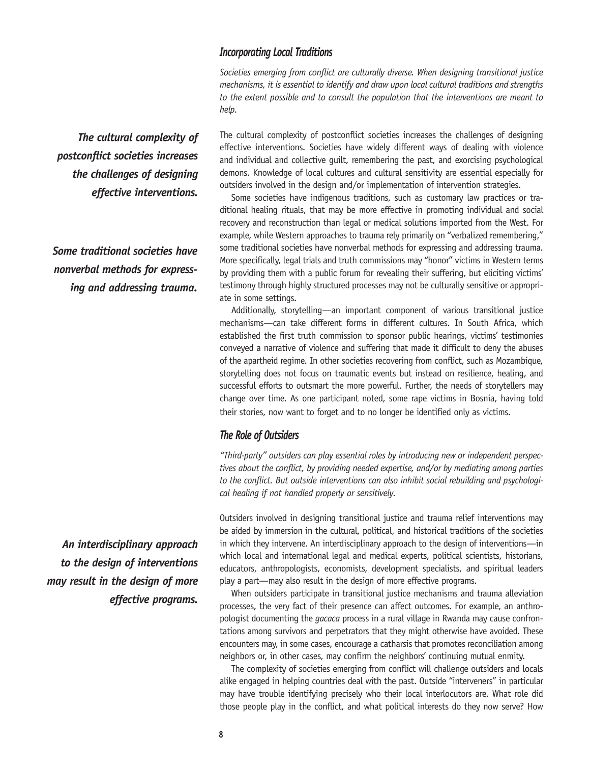### *Incorporating Local Traditions*

*Societies emerging from conflict are culturally diverse. When designing transitional justice mechanisms, it is essential to identify and draw upon local cultural traditions and strengths to the extent possible and to consult the population that the interventions are meant to help.*

***The cultural complexity of postconflict societies increases the challenges of designing effective interventions.***

The cultural complexity of postconflict societies increases the challenges of designing effective interventions. Societies have widely different ways of dealing with violence and individual and collective guilt, remembering the past, and exorcising psychological demons. Knowledge of local cultures and cultural sensitivity are essential especially for outsiders involved in the design and/or implementation of intervention strategies.

Some societies have indigenous traditions, such as customary law practices or traditional healing rituals, that may be more effective in promoting individual and social recovery and reconstruction than legal or medical solutions imported from the West. For example, while Western approaches to trauma rely primarily on "verbalized remembering," some traditional societies have nonverbal methods for expressing and addressing trauma. More specifically, legal trials and truth commissions may "honor" victims in Western terms by providing them with a public forum for revealing their suffering, but eliciting victims' testimony through highly structured processes may not be culturally sensitive or appropriate in some settings.

***Some traditional societies have nonverbal methods for expressing and addressing trauma.***

Additionally, storytelling—an important component of various transitional justice mechanisms—can take different forms in different cultures. In South Africa, which established the first truth commission to sponsor public hearings, victims' testimonies conveyed a narrative of violence and suffering that made it difficult to deny the abuses of the apartheid regime. In other societies recovering from conflict, such as Mozambique, storytelling does not focus on traumatic events but instead on resilience, healing, and successful efforts to outsmart the more powerful. Further, the needs of storytellers may change over time. As one participant noted, some rape victims in Bosnia, having told their stories, now want to forget and to no longer be identified only as victims.

### *The Role of Outsiders*

*"Third-party" outsiders can play essential roles by introducing new or independent perspectives about the conflict, by providing needed expertise, and/or by mediating among parties to the conflict. But outside interventions can also inhibit social rebuilding and psychological healing if not handled properly or sensitively.*

Outsiders involved in designing transitional justice and trauma relief interventions may be aided by immersion in the cultural, political, and historical traditions of the societies in which they intervene. An interdisciplinary approach to the design of interventions—in which local and international legal and medical experts, political scientists, historians, educators, anthropologists, economists, development specialists, and spiritual leaders play a part—may also result in the design of more effective programs.

***An interdisciplinary approach to the design of interventions may result in the design of more effective programs.***

When outsiders participate in transitional justice mechanisms and trauma alleviation processes, the very fact of their presence can affect outcomes. For example, an anthropologist documenting the *gacaca* process in a rural village in Rwanda may cause confrontations among survivors and perpetrators that they might otherwise have avoided. These encounters may, in some cases, encourage a catharsis that promotes reconciliation among neighbors or, in other cases, may confirm the neighbors' continuing mutual enmity.

The complexity of societies emerging from conflict will challenge outsiders and locals alike engaged in helping countries deal with the past. Outside "interveners" in particular may have trouble identifying precisely who their local interlocutors are. What role did those people play in the conflict, and what political interests do they now serve? How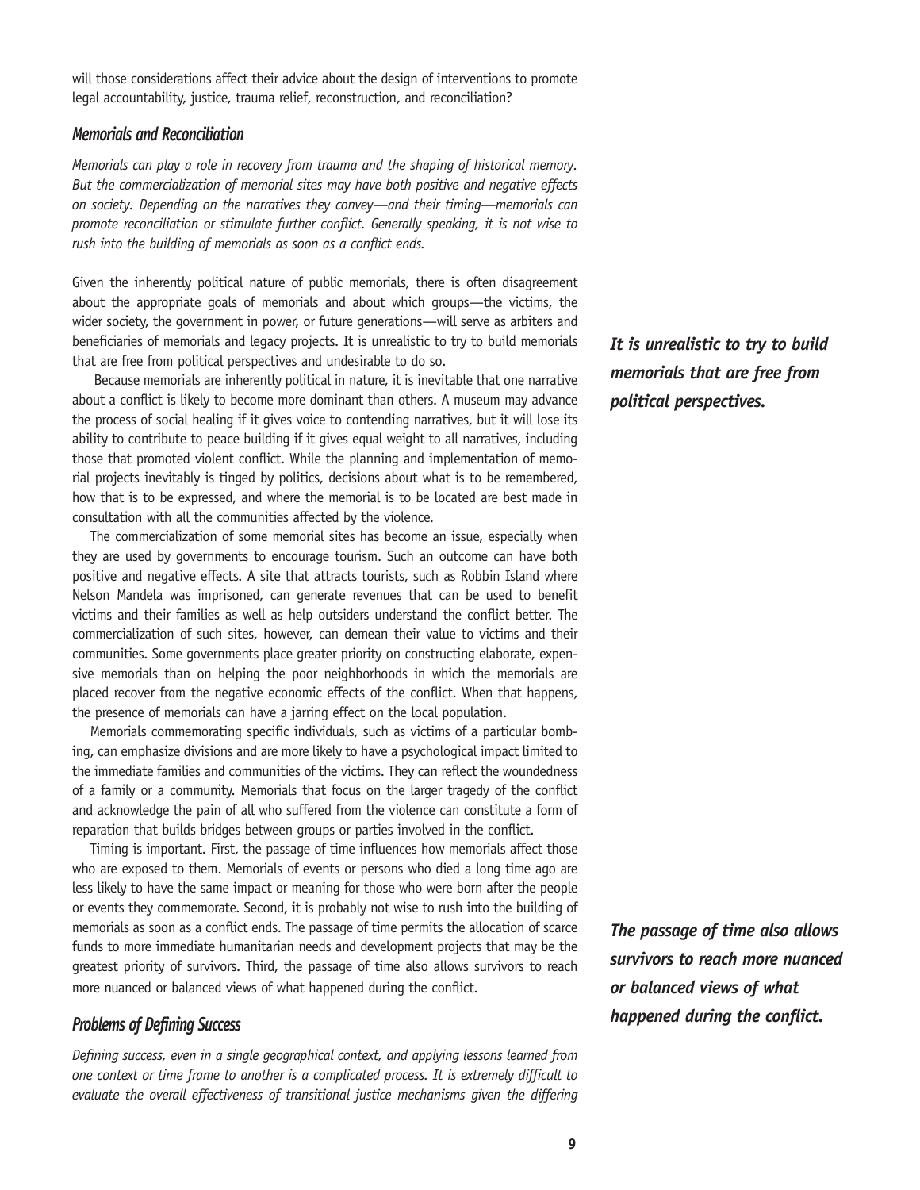will those considerations affect their advice about the design of interventions to promote legal accountability, justice, trauma relief, reconstruction, and reconciliation?

### *Memorials and Reconciliation*

*Memorials can play a role in recovery from trauma and the shaping of historical memory. But the commercialization of memorial sites may have both positive and negative effects on society. Depending on the narratives they convey—and their timing—memorials can promote reconciliation or stimulate further conflict. Generally speaking, it is not wise to rush into the building of memorials as soon as a conflict ends.*

Given the inherently political nature of public memorials, there is often disagreement about the appropriate goals of memorials and about which groups—the victims, the wider society, the government in power, or future generations—will serve as arbiters and beneficiaries of memorials and legacy projects. It is unrealistic to try to build memorials that are free from political perspectives and undesirable to do so.

***It is unrealistic to try to build memorials that are free from political perspectives.***

Because memorials are inherently political in nature, it is inevitable that one narrative about a conflict is likely to become more dominant than others. A museum may advance the process of social healing if it gives voice to contending narratives, but it will lose its ability to contribute to peace building if it gives equal weight to all narratives, including those that promoted violent conflict. While the planning and implementation of memorial projects inevitably is tinged by politics, decisions about what is to be remembered, how that is to be expressed, and where the memorial is to be located are best made in consultation with all the communities affected by the violence.

The commercialization of some memorial sites has become an issue, especially when they are used by governments to encourage tourism. Such an outcome can have both positive and negative effects. A site that attracts tourists, such as Robbin Island where Nelson Mandela was imprisoned, can generate revenues that can be used to benefit victims and their families as well as help outsiders understand the conflict better. The commercialization of such sites, however, can demean their value to victims and their communities. Some governments place greater priority on constructing elaborate, expensive memorials than on helping the poor neighborhoods in which the memorials are placed recover from the negative economic effects of the conflict. When that happens, the presence of memorials can have a jarring effect on the local population.

Memorials commemorating specific individuals, such as victims of a particular bombing, can emphasize divisions and are more likely to have a psychological impact limited to the immediate families and communities of the victims. They can reflect the woundedness of a family or a community. Memorials that focus on the larger tragedy of the conflict and acknowledge the pain of all who suffered from the violence can constitute a form of reparation that builds bridges between groups or parties involved in the conflict.

Timing is important. First, the passage of time influences how memorials affect those who are exposed to them. Memorials of events or persons who died a long time ago are less likely to have the same impact or meaning for those who were born after the people or events they commemorate. Second, it is probably not wise to rush into the building of memorials as soon as a conflict ends. The passage of time permits the allocation of scarce funds to more immediate humanitarian needs and development projects that may be the greatest priority of survivors. Third, the passage of time also allows survivors to reach more nuanced or balanced views of what happened during the conflict.

***The passage of time also allows survivors to reach more nuanced or balanced views of what happened during the conflict.***

### *Problems of Defining Success*

*Defining success, even in a single geographical context, and applying lessons learned from one context or time frame to another is a complicated process. It is extremely difficult to evaluate the overall effectiveness of transitional justice mechanisms given the differing*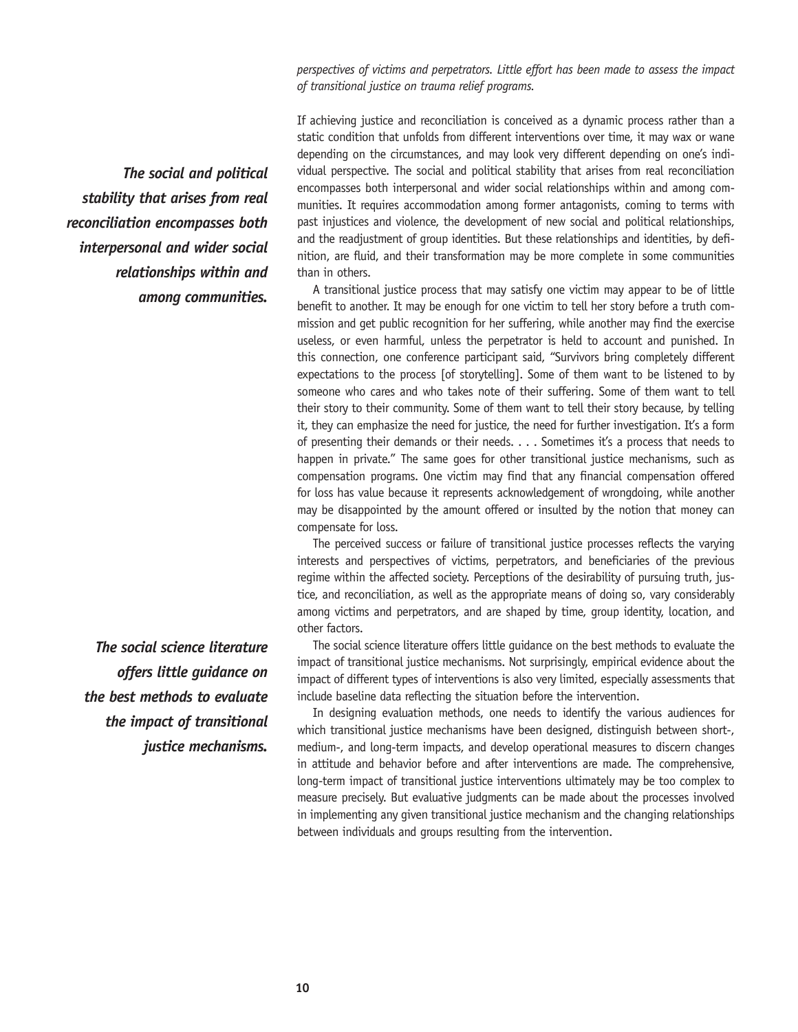*perspectives of victims and perpetrators. Little effort has been made to assess the impact of transitional justice on trauma relief programs.*

If achieving justice and reconciliation is conceived as a dynamic process rather than a static condition that unfolds from different interventions over time, it may wax or wane depending on the circumstances, and may look very different depending on one's individual perspective. The social and political stability that arises from real reconciliation encompasses both interpersonal and wider social relationships within and among communities. It requires accommodation among former antagonists, coming to terms with past injustices and violence, the development of new social and political relationships, and the readjustment of group identities. But these relationships and identities, by definition, are fluid, and their transformation may be more complete in some communities than in others.

***The social and political stability that arises from real reconciliation encompasses both interpersonal and wider social relationships within and among communities.***

A transitional justice process that may satisfy one victim may appear to be of little benefit to another. It may be enough for one victim to tell her story before a truth commission and get public recognition for her suffering, while another may find the exercise useless, or even harmful, unless the perpetrator is held to account and punished. In this connection, one conference participant said, "Survivors bring completely different expectations to the process [of storytelling]. Some of them want to be listened to by someone who cares and who takes note of their suffering. Some of them want to tell their story to their community. Some of them want to tell their story because, by telling it, they can emphasize the need for justice, the need for further investigation. It's a form of presenting their demands or their needs. . . . Sometimes it's a process that needs to happen in private." The same goes for other transitional justice mechanisms, such as compensation programs. One victim may find that any financial compensation offered for loss has value because it represents acknowledgement of wrongdoing, while another may be disappointed by the amount offered or insulted by the notion that money can compensate for loss.

The perceived success or failure of transitional justice processes reflects the varying interests and perspectives of victims, perpetrators, and beneficiaries of the previous regime within the affected society. Perceptions of the desirability of pursuing truth, justice, and reconciliation, as well as the appropriate means of doing so, vary considerably among victims and perpetrators, and are shaped by time, group identity, location, and other factors.

***The social science literature offers little guidance on the best methods to evaluate the impact of transitional justice mechanisms.***

The social science literature offers little guidance on the best methods to evaluate the impact of transitional justice mechanisms. Not surprisingly, empirical evidence about the impact of different types of interventions is also very limited, especially assessments that include baseline data reflecting the situation before the intervention.

In designing evaluation methods, one needs to identify the various audiences for which transitional justice mechanisms have been designed, distinguish between short-, medium-, and long-term impacts, and develop operational measures to discern changes in attitude and behavior before and after interventions are made. The comprehensive, long-term impact of transitional justice interventions ultimately may be too complex to measure precisely. But evaluative judgments can be made about the processes involved in implementing any given transitional justice mechanism and the changing relationships between individuals and groups resulting from the intervention.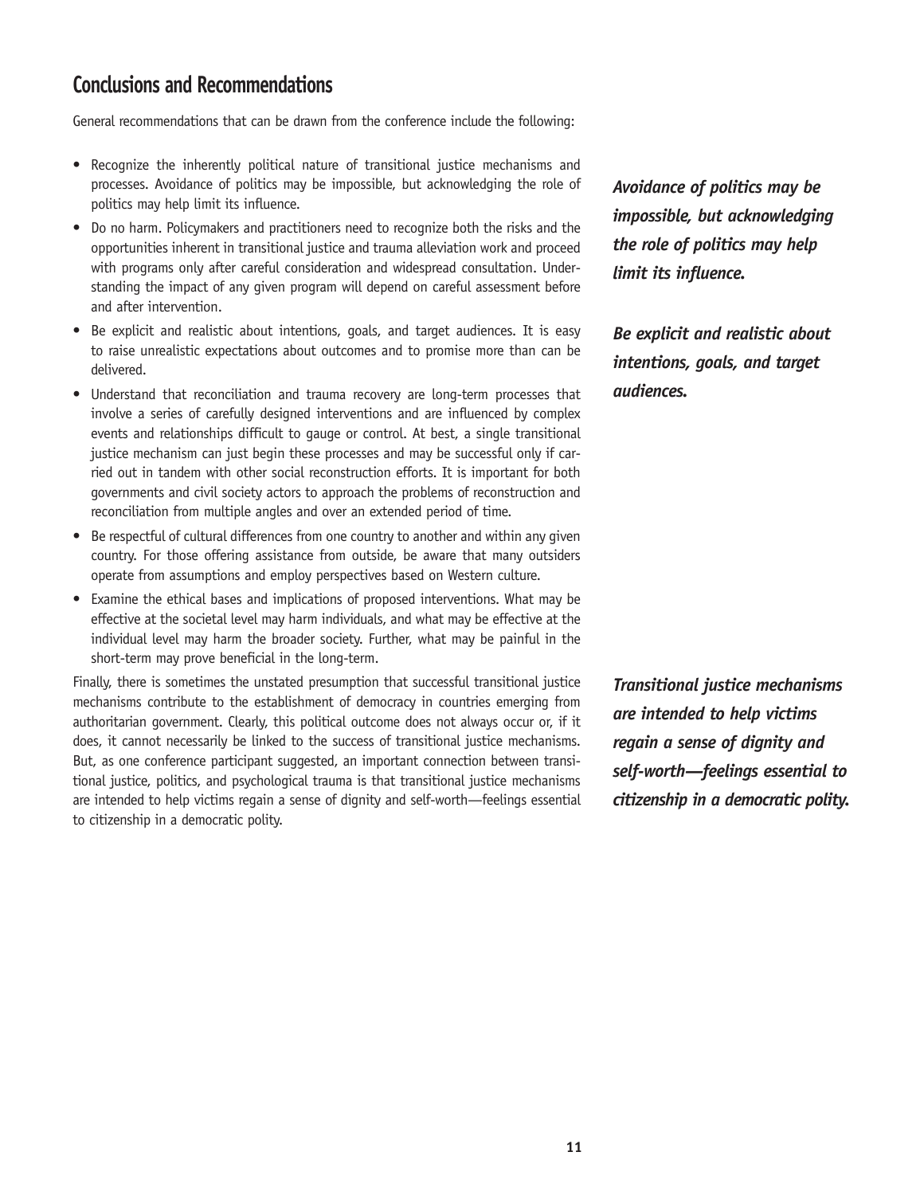## Conclusions and Recommendations

General recommendations that can be drawn from the conference include the following:

- Recognize the inherently political nature of transitional justice mechanisms and processes. Avoidance of politics may be impossible, but acknowledging the role of politics may help limit its influence.
- Do no harm. Policymakers and practitioners need to recognize both the risks and the opportunities inherent in transitional justice and trauma alleviation work and proceed with programs only after careful consideration and widespread consultation. Understanding the impact of any given program will depend on careful assessment before and after intervention.
- Be explicit and realistic about intentions, goals, and target audiences. It is easy to raise unrealistic expectations about outcomes and to promise more than can be delivered.
- Understand that reconciliation and trauma recovery are long-term processes that involve a series of carefully designed interventions and are influenced by complex events and relationships difficult to gauge or control. At best, a single transitional justice mechanism can just begin these processes and may be successful only if carried out in tandem with other social reconstruction efforts. It is important for both governments and civil society actors to approach the problems of reconstruction and reconciliation from multiple angles and over an extended period of time.
- Be respectful of cultural differences from one country to another and within any given country. For those offering assistance from outside, be aware that many outsiders operate from assumptions and employ perspectives based on Western culture.
- Examine the ethical bases and implications of proposed interventions. What may be effective at the societal level may harm individuals, and what may be effective at the individual level may harm the broader society. Further, what may be painful in the short-term may prove beneficial in the long-term.

Finally, there is sometimes the unstated presumption that successful transitional justice mechanisms contribute to the establishment of democracy in countries emerging from authoritarian government. Clearly, this political outcome does not always occur or, if it does, it cannot necessarily be linked to the success of transitional justice mechanisms. But, as one conference participant suggested, an important connection between transitional justice, politics, and psychological trauma is that transitional justice mechanisms are intended to help victims regain a sense of dignity and self-worth—feelings essential to citizenship in a democratic polity.

***Avoidance of politics may be impossible, but acknowledging the role of politics may help limit its influence.***

***Be explicit and realistic about intentions, goals, and target audiences.***

***Transitional justice mechanisms are intended to help victims regain a sense of dignity and self-worth—feelings essential to citizenship in a democratic polity.***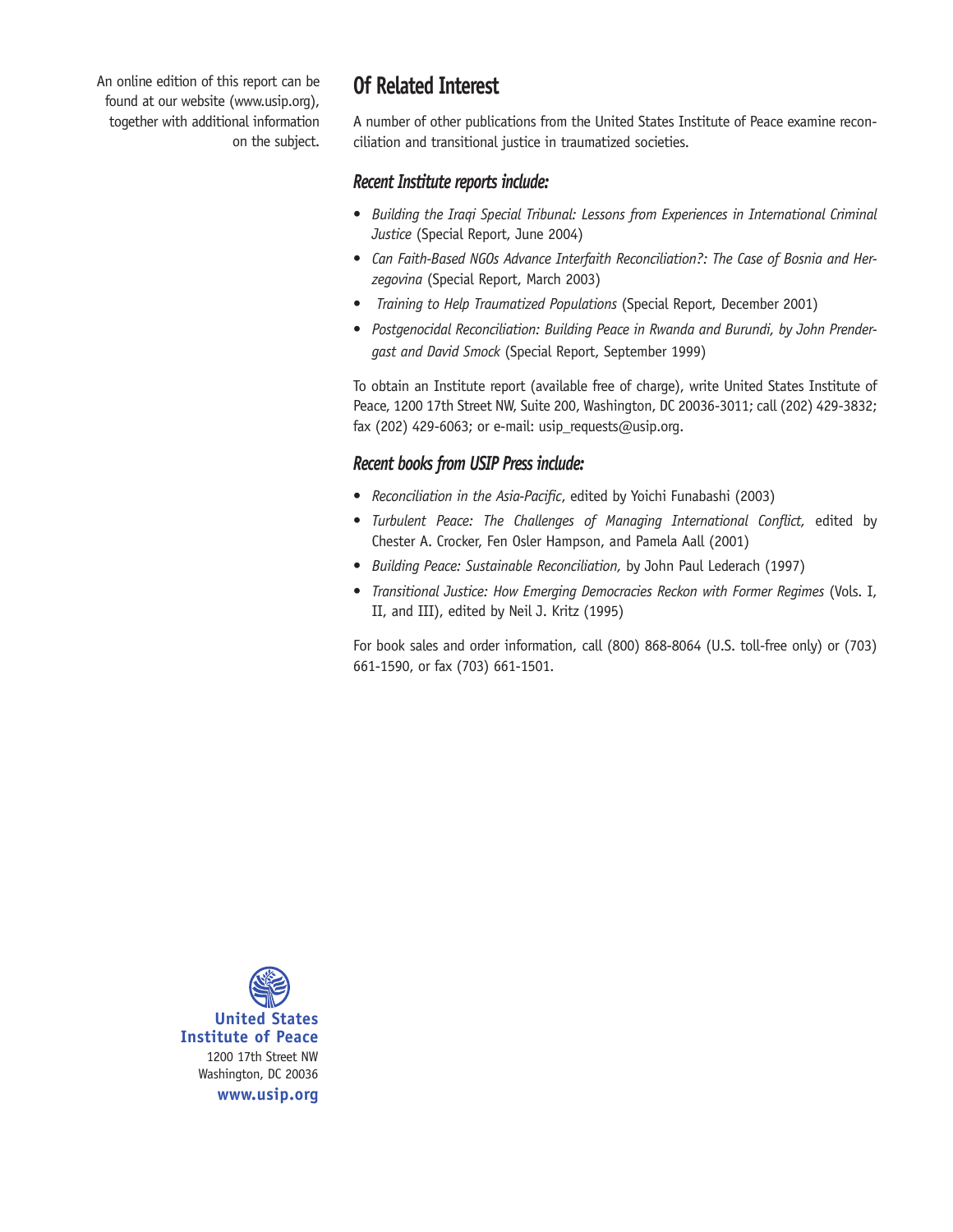An online edition of this report can be found at our website (www.usip.org), together with additional information on the subject.

## Of Related Interest

A number of other publications from the United States Institute of Peace examine reconciliation and transitional justice in traumatized societies.

### *Recent Institute reports include:*

- *Building the Iraqi Special Tribunal: Lessons from Experiences in International Criminal Justice* (Special Report, June 2004)
- *Can Faith-Based NGOs Advance Interfaith Reconciliation?: The Case of Bosnia and Herzegovina* (Special Report, March 2003)
- *Training to Help Traumatized Populations* (Special Report, December 2001)
- *Postgenocidal Reconciliation: Building Peace in Rwanda and Burundi, by John Prendergast and David Smock* (Special Report, September 1999)

To obtain an Institute report (available free of charge), write United States Institute of Peace, 1200 17th Street NW, Suite 200, Washington, DC 20036-3011; call (202) 429-3832; fax (202) 429-6063; or e-mail: usip_requests@usip.org.

### *Recent books from USIP Press include:*

- *Reconciliation in the Asia-Pacific*, edited by Yoichi Funabashi (2003)
- *Turbulent Peace: The Challenges of Managing International Conflict,* edited by Chester A. Crocker, Fen Osler Hampson, and Pamela Aall (2001)
- *Building Peace: Sustainable Reconciliation,* by John Paul Lederach (1997)
- *Transitional Justice: How Emerging Democracies Reckon with Former Regimes* (Vols. I, II, and III), edited by Neil J. Kritz (1995)

For book sales and order information, call (800) 868-8064 (U.S. toll-free only) or (703) 661-1590, or fax (703) 661-1501.

**United States Institute of Peace**
1200 17th Street NW
Washington, DC 20036
**www.usip.org**